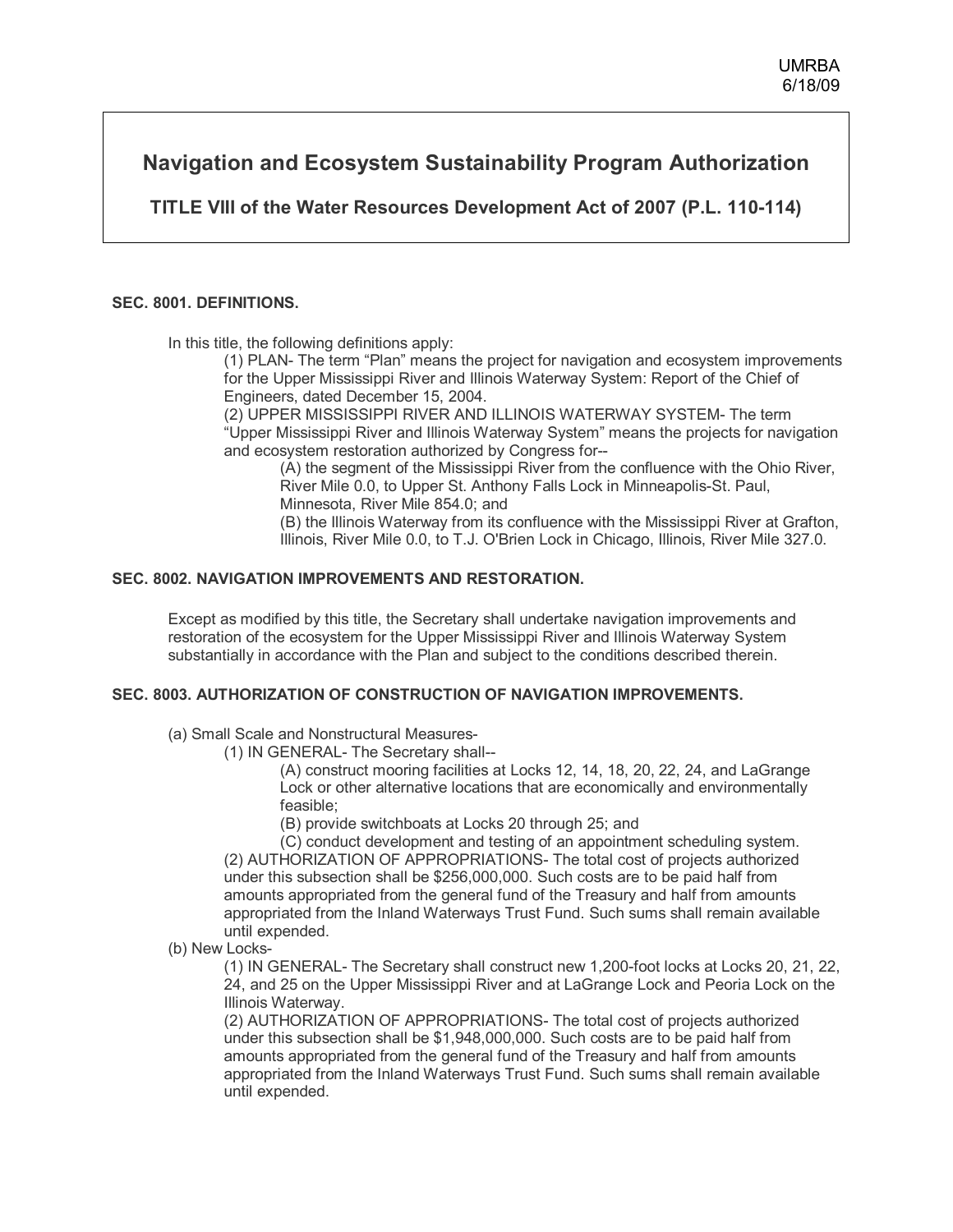UMRBA
6/18/09

# Navigation and Ecosystem Sustainability Program Authorization

## TITLE VIII of the Water Resources Development Act of 2007 (P.L. 110-114)

**SEC. 8001. DEFINITIONS.**

In this title, the following definitions apply:

(1) PLAN- The term "Plan" means the project for navigation and ecosystem improvements for the Upper Mississippi River and Illinois Waterway System: Report of the Chief of Engineers, dated December 15, 2004.

(2) UPPER MISSISSIPPI RIVER AND ILLINOIS WATERWAY SYSTEM- The term "Upper Mississippi River and Illinois Waterway System" means the projects for navigation and ecosystem restoration authorized by Congress for--

(A) the segment of the Mississippi River from the confluence with the Ohio River, River Mile 0.0, to Upper St. Anthony Falls Lock in Minneapolis-St. Paul, Minnesota, River Mile 854.0; and

(B) the Illinois Waterway from its confluence with the Mississippi River at Grafton, Illinois, River Mile 0.0, to T.J. O'Brien Lock in Chicago, Illinois, River Mile 327.0.

**SEC. 8002. NAVIGATION IMPROVEMENTS AND RESTORATION.**

Except as modified by this title, the Secretary shall undertake navigation improvements and restoration of the ecosystem for the Upper Mississippi River and Illinois Waterway System substantially in accordance with the Plan and subject to the conditions described therein.

**SEC. 8003. AUTHORIZATION OF CONSTRUCTION OF NAVIGATION IMPROVEMENTS.**

(a) Small Scale and Nonstructural Measures-

(1) IN GENERAL- The Secretary shall--

(A) construct mooring facilities at Locks 12, 14, 18, 20, 22, 24, and LaGrange Lock or other alternative locations that are economically and environmentally feasible;

(B) provide switchboats at Locks 20 through 25; and

(C) conduct development and testing of an appointment scheduling system.

(2) AUTHORIZATION OF APPROPRIATIONS- The total cost of projects authorized under this subsection shall be $256,000,000. Such costs are to be paid half from amounts appropriated from the general fund of the Treasury and half from amounts appropriated from the Inland Waterways Trust Fund. Such sums shall remain available until expended.

(b) New Locks-

(1) IN GENERAL- The Secretary shall construct new 1,200-foot locks at Locks 20, 21, 22, 24, and 25 on the Upper Mississippi River and at LaGrange Lock and Peoria Lock on the Illinois Waterway.

(2) AUTHORIZATION OF APPROPRIATIONS- The total cost of projects authorized under this subsection shall be $1,948,000,000. Such costs are to be paid half from amounts appropriated from the general fund of the Treasury and half from amounts appropriated from the Inland Waterways Trust Fund. Such sums shall remain available until expended.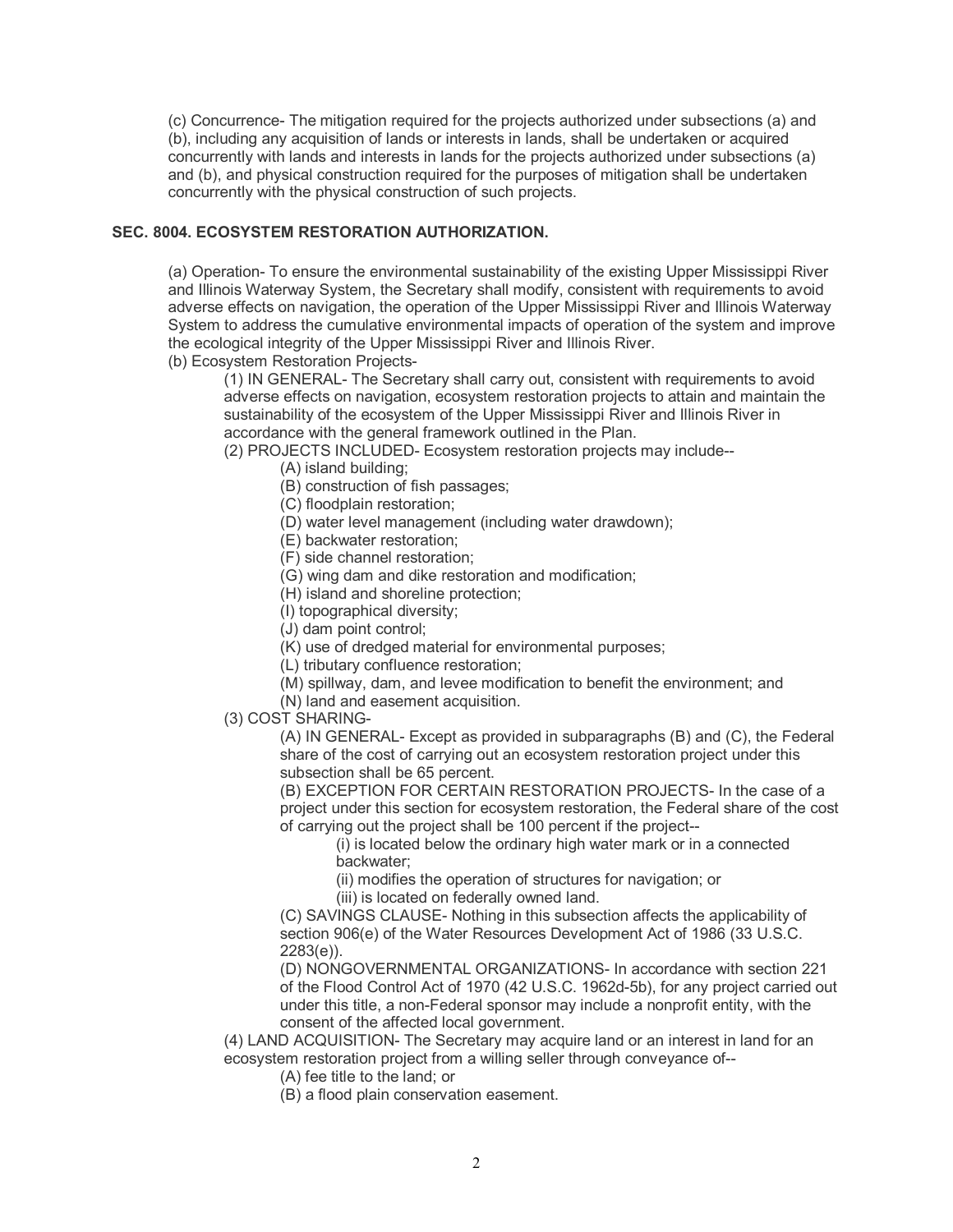(c) Concurrence- The mitigation required for the projects authorized under subsections (a) and (b), including any acquisition of lands or interests in lands, shall be undertaken or acquired concurrently with lands and interests in lands for the projects authorized under subsections (a) and (b), and physical construction required for the purposes of mitigation shall be undertaken concurrently with the physical construction of such projects.

**SEC. 8004. ECOSYSTEM RESTORATION AUTHORIZATION.**

(a) Operation- To ensure the environmental sustainability of the existing Upper Mississippi River and Illinois Waterway System, the Secretary shall modify, consistent with requirements to avoid adverse effects on navigation, the operation of the Upper Mississippi River and Illinois Waterway System to address the cumulative environmental impacts of operation of the system and improve the ecological integrity of the Upper Mississippi River and Illinois River.

(b) Ecosystem Restoration Projects-

> (1) IN GENERAL- The Secretary shall carry out, consistent with requirements to avoid adverse effects on navigation, ecosystem restoration projects to attain and maintain the sustainability of the ecosystem of the Upper Mississippi River and Illinois River in accordance with the general framework outlined in the Plan.
>
> (2) PROJECTS INCLUDED- Ecosystem restoration projects may include--
>
> > (A) island building;
> > (B) construction of fish passages;
> > (C) floodplain restoration;
> > (D) water level management (including water drawdown);
> > (E) backwater restoration;
> > (F) side channel restoration;
> > (G) wing dam and dike restoration and modification;
> > (H) island and shoreline protection;
> > (I) topographical diversity;
> > (J) dam point control;
> > (K) use of dredged material for environmental purposes;
> > (L) tributary confluence restoration;
> > (M) spillway, dam, and levee modification to benefit the environment; and
> > (N) land and easement acquisition.
>
> (3) COST SHARING-
>
> > (A) IN GENERAL- Except as provided in subparagraphs (B) and (C), the Federal share of the cost of carrying out an ecosystem restoration project under this subsection shall be 65 percent.
> >
> > (B) EXCEPTION FOR CERTAIN RESTORATION PROJECTS- In the case of a project under this section for ecosystem restoration, the Federal share of the cost of carrying out the project shall be 100 percent if the project--
> >
> > > (i) is located below the ordinary high water mark or in a connected backwater;
> > > (ii) modifies the operation of structures for navigation; or
> > > (iii) is located on federally owned land.
> >
> > (C) SAVINGS CLAUSE- Nothing in this subsection affects the applicability of section 906(e) of the Water Resources Development Act of 1986 (33 U.S.C. 2283(e)).
> >
> > (D) NONGOVERNMENTAL ORGANIZATIONS- In accordance with section 221 of the Flood Control Act of 1970 (42 U.S.C. 1962d-5b), for any project carried out under this title, a non-Federal sponsor may include a nonprofit entity, with the consent of the affected local government.
>
> (4) LAND ACQUISITION- The Secretary may acquire land or an interest in land for an ecosystem restoration project from a willing seller through conveyance of--
>
> > (A) fee title to the land; or
> > (B) a flood plain conservation easement.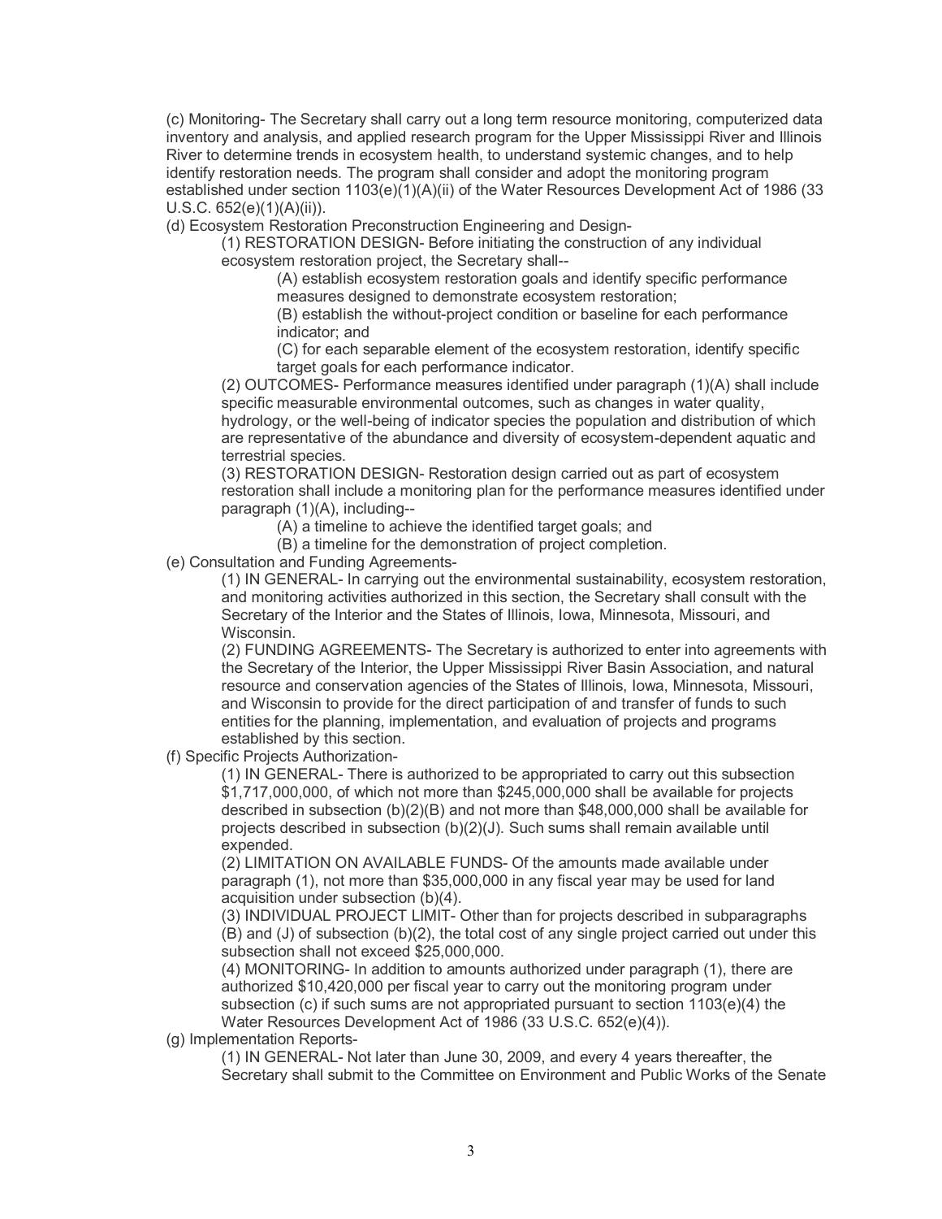(c) Monitoring- The Secretary shall carry out a long term resource monitoring, computerized data inventory and analysis, and applied research program for the Upper Mississippi River and Illinois River to determine trends in ecosystem health, to understand systemic changes, and to help identify restoration needs. The program shall consider and adopt the monitoring program established under section 1103(e)(1)(A)(ii) of the Water Resources Development Act of 1986 (33 U.S.C. 652(e)(1)(A)(ii)).

(d) Ecosystem Restoration Preconstruction Engineering and Design-

> (1) RESTORATION DESIGN- Before initiating the construction of any individual ecosystem restoration project, the Secretary shall--
>
> > (A) establish ecosystem restoration goals and identify specific performance measures designed to demonstrate ecosystem restoration;
> >
> > (B) establish the without-project condition or baseline for each performance indicator; and
> >
> > (C) for each separable element of the ecosystem restoration, identify specific target goals for each performance indicator.
>
> (2) OUTCOMES- Performance measures identified under paragraph (1)(A) shall include specific measurable environmental outcomes, such as changes in water quality, hydrology, or the well-being of indicator species the population and distribution of which are representative of the abundance and diversity of ecosystem-dependent aquatic and terrestrial species.
>
> (3) RESTORATION DESIGN- Restoration design carried out as part of ecosystem restoration shall include a monitoring plan for the performance measures identified under paragraph (1)(A), including--
>
> > (A) a timeline to achieve the identified target goals; and
> >
> > (B) a timeline for the demonstration of project completion.

(e) Consultation and Funding Agreements-

> (1) IN GENERAL- In carrying out the environmental sustainability, ecosystem restoration, and monitoring activities authorized in this section, the Secretary shall consult with the Secretary of the Interior and the States of Illinois, Iowa, Minnesota, Missouri, and Wisconsin.
>
> (2) FUNDING AGREEMENTS- The Secretary is authorized to enter into agreements with the Secretary of the Interior, the Upper Mississippi River Basin Association, and natural resource and conservation agencies of the States of Illinois, Iowa, Minnesota, Missouri, and Wisconsin to provide for the direct participation of and transfer of funds to such entities for the planning, implementation, and evaluation of projects and programs established by this section.

(f) Specific Projects Authorization-

> (1) IN GENERAL- There is authorized to be appropriated to carry out this subsection $1,717,000,000, of which not more than $245,000,000 shall be available for projects described in subsection (b)(2)(B) and not more than $48,000,000 shall be available for projects described in subsection (b)(2)(J). Such sums shall remain available until expended.
>
> (2) LIMITATION ON AVAILABLE FUNDS- Of the amounts made available under paragraph (1), not more than $35,000,000 in any fiscal year may be used for land acquisition under subsection (b)(4).
>
> (3) INDIVIDUAL PROJECT LIMIT- Other than for projects described in subparagraphs (B) and (J) of subsection (b)(2), the total cost of any single project carried out under this subsection shall not exceed $25,000,000.
>
> (4) MONITORING- In addition to amounts authorized under paragraph (1), there are authorized $10,420,000 per fiscal year to carry out the monitoring program under subsection (c) if such sums are not appropriated pursuant to section 1103(e)(4) the Water Resources Development Act of 1986 (33 U.S.C. 652(e)(4)).

(g) Implementation Reports-

> (1) IN GENERAL- Not later than June 30, 2009, and every 4 years thereafter, the Secretary shall submit to the Committee on Environment and Public Works of the Senate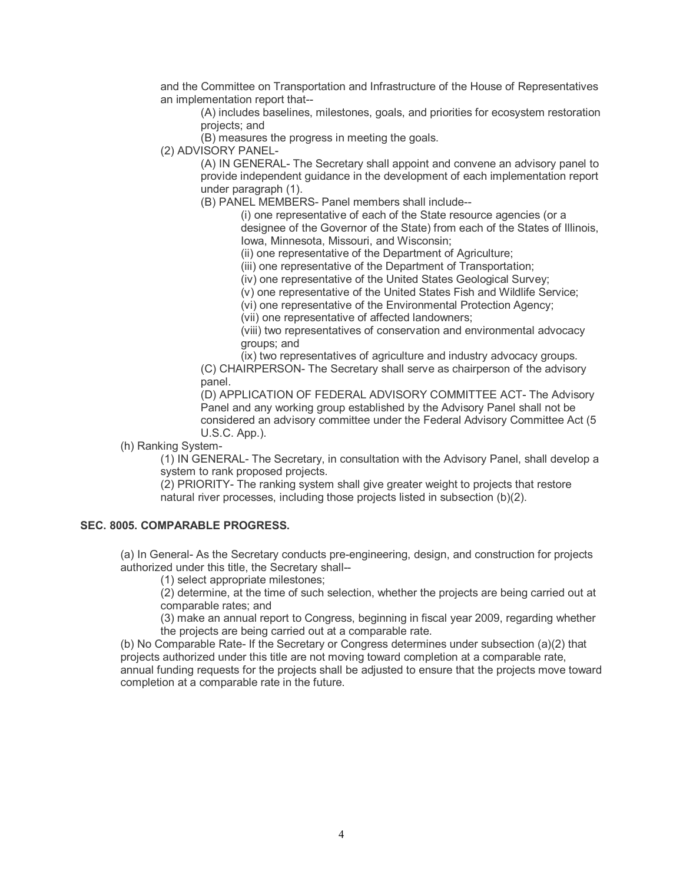and the Committee on Transportation and Infrastructure of the House of Representatives an implementation report that--

(A) includes baselines, milestones, goals, and priorities for ecosystem restoration projects; and

(B) measures the progress in meeting the goals.

(2) ADVISORY PANEL-

(A) IN GENERAL- The Secretary shall appoint and convene an advisory panel to provide independent guidance in the development of each implementation report under paragraph (1).

(B) PANEL MEMBERS- Panel members shall include--

(i) one representative of each of the State resource agencies (or a designee of the Governor of the State) from each of the States of Illinois, Iowa, Minnesota, Missouri, and Wisconsin;

(ii) one representative of the Department of Agriculture;

(iii) one representative of the Department of Transportation;

(iv) one representative of the United States Geological Survey;

(v) one representative of the United States Fish and Wildlife Service;

(vi) one representative of the Environmental Protection Agency;

(vii) one representative of affected landowners;

(viii) two representatives of conservation and environmental advocacy groups; and

(ix) two representatives of agriculture and industry advocacy groups.

(C) CHAIRPERSON- The Secretary shall serve as chairperson of the advisory panel.

(D) APPLICATION OF FEDERAL ADVISORY COMMITTEE ACT- The Advisory Panel and any working group established by the Advisory Panel shall not be considered an advisory committee under the Federal Advisory Committee Act (5 U.S.C. App.).

(h) Ranking System-

(1) IN GENERAL- The Secretary, in consultation with the Advisory Panel, shall develop a system to rank proposed projects.

(2) PRIORITY- The ranking system shall give greater weight to projects that restore natural river processes, including those projects listed in subsection (b)(2).

**SEC. 8005. COMPARABLE PROGRESS.**

(a) In General- As the Secretary conducts pre-engineering, design, and construction for projects authorized under this title, the Secretary shall--

(1) select appropriate milestones;

(2) determine, at the time of such selection, whether the projects are being carried out at comparable rates; and

(3) make an annual report to Congress, beginning in fiscal year 2009, regarding whether the projects are being carried out at a comparable rate.

(b) No Comparable Rate- If the Secretary or Congress determines under subsection (a)(2) that projects authorized under this title are not moving toward completion at a comparable rate, annual funding requests for the projects shall be adjusted to ensure that the projects move toward completion at a comparable rate in the future.